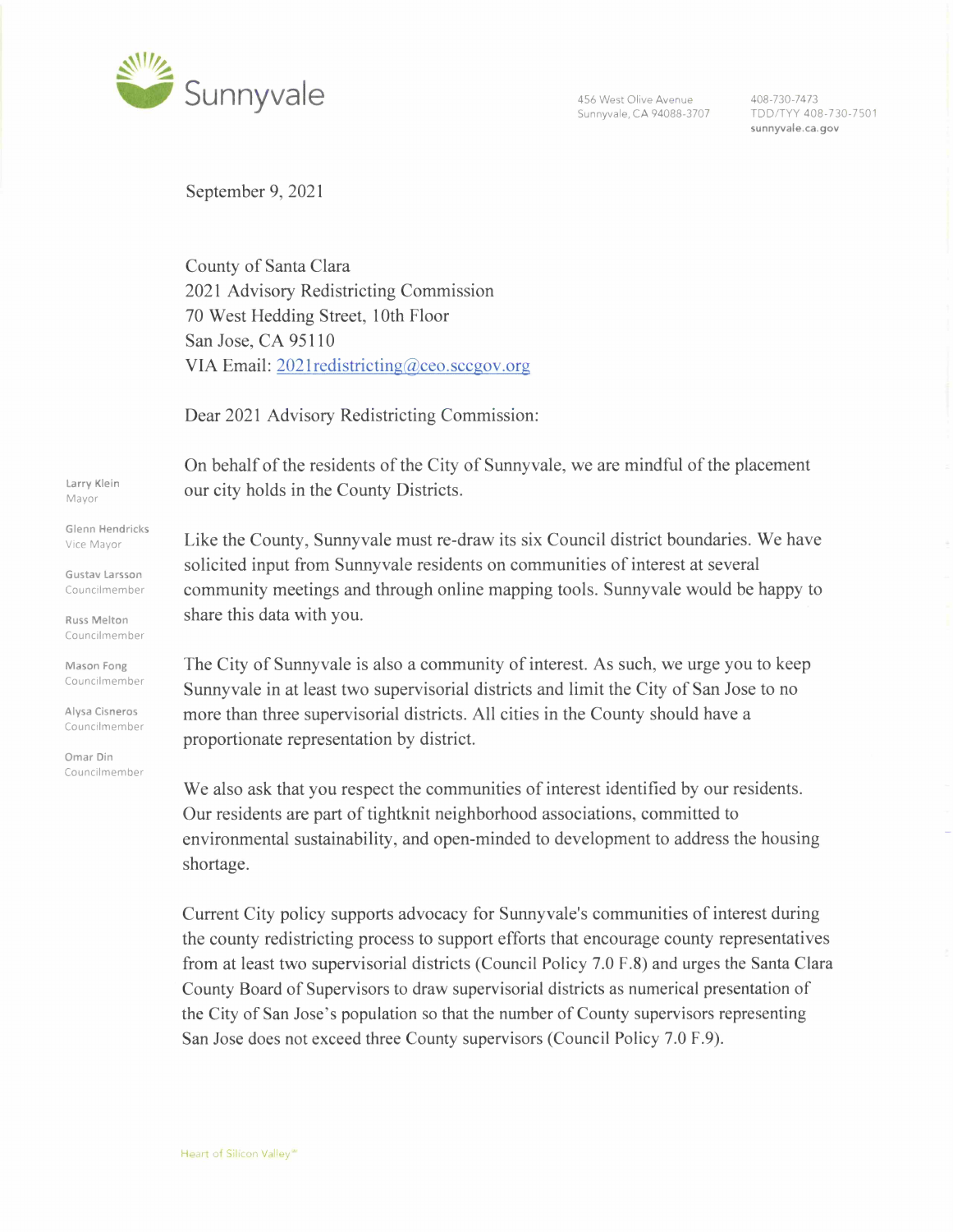Sunnyvale

456 West Olive Avenue
Sunnyvale, CA 94088-3707

408-730-7473
TDD/TYY 408-730-7501
sunnyvale.ca.gov

Larry Klein
Mayor

Glenn Hendricks
Vice Mayor

Gustav Larsson
Councilmember

Russ Melton
Councilmember

Mason Fong
Councilmember

Alysa Cisneros
Councilmember

Omar Din
Councilmember

September 9, 2021

County of Santa Clara
2021 Advisory Redistricting Commission
70 West Hedding Street, 10th Floor
San Jose, CA 95110
VIA Email: 2021redistricting@ceo.sccgov.org

Dear 2021 Advisory Redistricting Commission:

On behalf of the residents of the City of Sunnyvale, we are mindful of the placement our city holds in the County Districts.

Like the County, Sunnyvale must re-draw its six Council district boundaries. We have solicited input from Sunnyvale residents on communities of interest at several community meetings and through online mapping tools. Sunnyvale would be happy to share this data with you.

The City of Sunnyvale is also a community of interest. As such, we urge you to keep Sunnyvale in at least two supervisorial districts and limit the City of San Jose to no more than three supervisorial districts. All cities in the County should have a proportionate representation by district.

We also ask that you respect the communities of interest identified by our residents. Our residents are part of tightknit neighborhood associations, committed to environmental sustainability, and open-minded to development to address the housing shortage.

Current City policy supports advocacy for Sunnyvale's communities of interest during the county redistricting process to support efforts that encourage county representatives from at least two supervisorial districts (Council Policy 7.0 F.8) and urges the Santa Clara County Board of Supervisors to draw supervisorial districts as numerical presentation of the City of San Jose's population so that the number of County supervisors representing San Jose does not exceed three County supervisors (Council Policy 7.0 F.9).

Heart of Silicon Valley®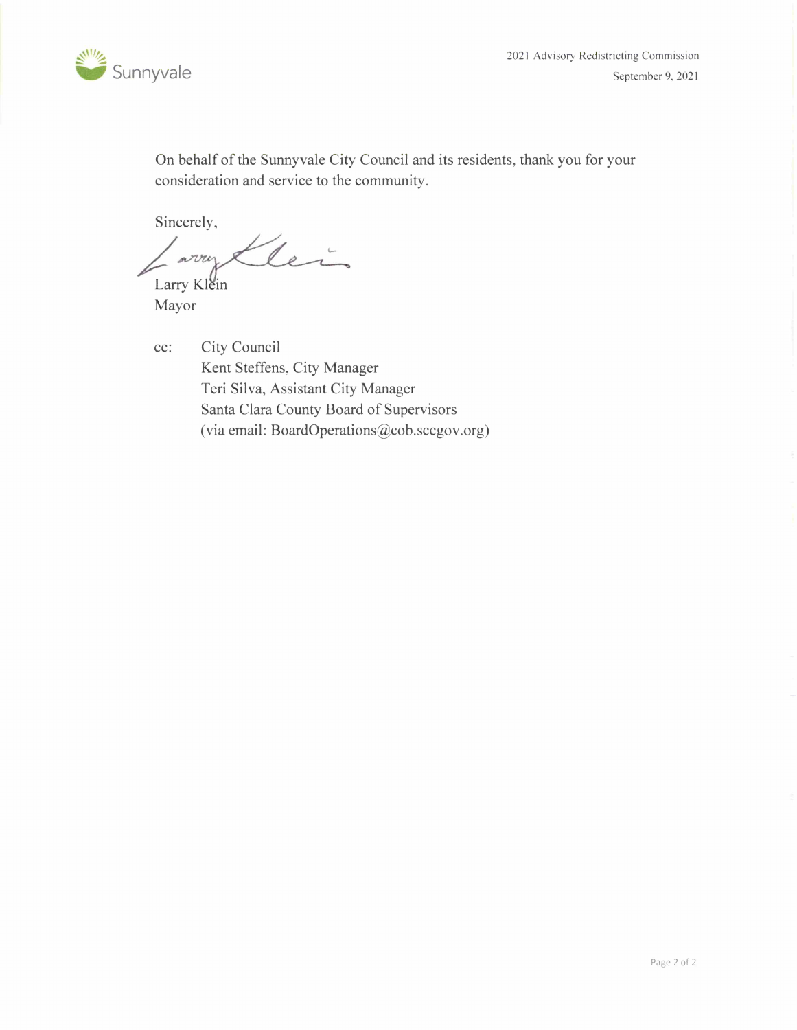On behalf of the Sunnyvale City Council and its residents, thank you for your consideration and service to the community.

Sincerely,

Larry Klein
Mayor

cc: City Council
Kent Steffens, City Manager
Teri Silva, Assistant City Manager
Santa Clara County Board of Supervisors
(via email: BoardOperations@cob.sccgov.org)